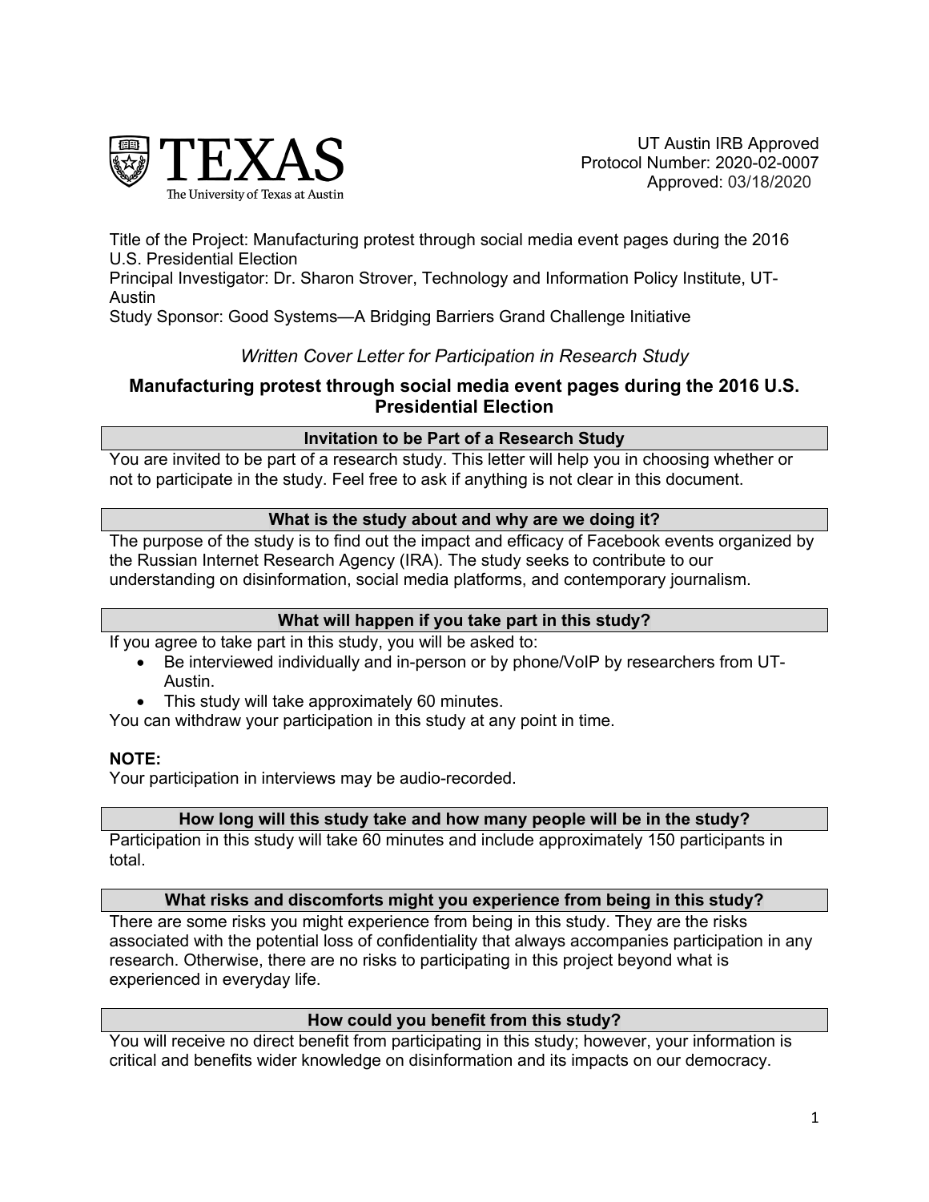TEXAS
The University of Texas at Austin

UT Austin IRB Approved
Protocol Number: 2020-02-0007
Approved: 03/18/2020

Title of the Project: Manufacturing protest through social media event pages during the 2016 U.S. Presidential Election
Principal Investigator: Dr. Sharon Strover, Technology and Information Policy Institute, UT-Austin
Study Sponsor: Good Systems—A Bridging Barriers Grand Challenge Initiative

*Written Cover Letter for Participation in Research Study*

# Manufacturing protest through social media event pages during the 2016 U.S. Presidential Election

## Invitation to be Part of a Research Study

You are invited to be part of a research study. This letter will help you in choosing whether or not to participate in the study. Feel free to ask if anything is not clear in this document.

## What is the study about and why are we doing it?

The purpose of the study is to find out the impact and efficacy of Facebook events organized by the Russian Internet Research Agency (IRA). The study seeks to contribute to our understanding on disinformation, social media platforms, and contemporary journalism.

## What will happen if you take part in this study?

If you agree to take part in this study, you will be asked to:

- Be interviewed individually and in-person or by phone/VoIP by researchers from UT-Austin.
- This study will take approximately 60 minutes.

You can withdraw your participation in this study at any point in time.

**NOTE:**
Your participation in interviews may be audio-recorded.

## How long will this study take and how many people will be in the study?

Participation in this study will take 60 minutes and include approximately 150 participants in total.

## What risks and discomforts might you experience from being in this study?

There are some risks you might experience from being in this study. They are the risks associated with the potential loss of confidentiality that always accompanies participation in any research. Otherwise, there are no risks to participating in this project beyond what is experienced in everyday life.

## How could you benefit from this study?

You will receive no direct benefit from participating in this study; however, your information is critical and benefits wider knowledge on disinformation and its impacts on our democracy.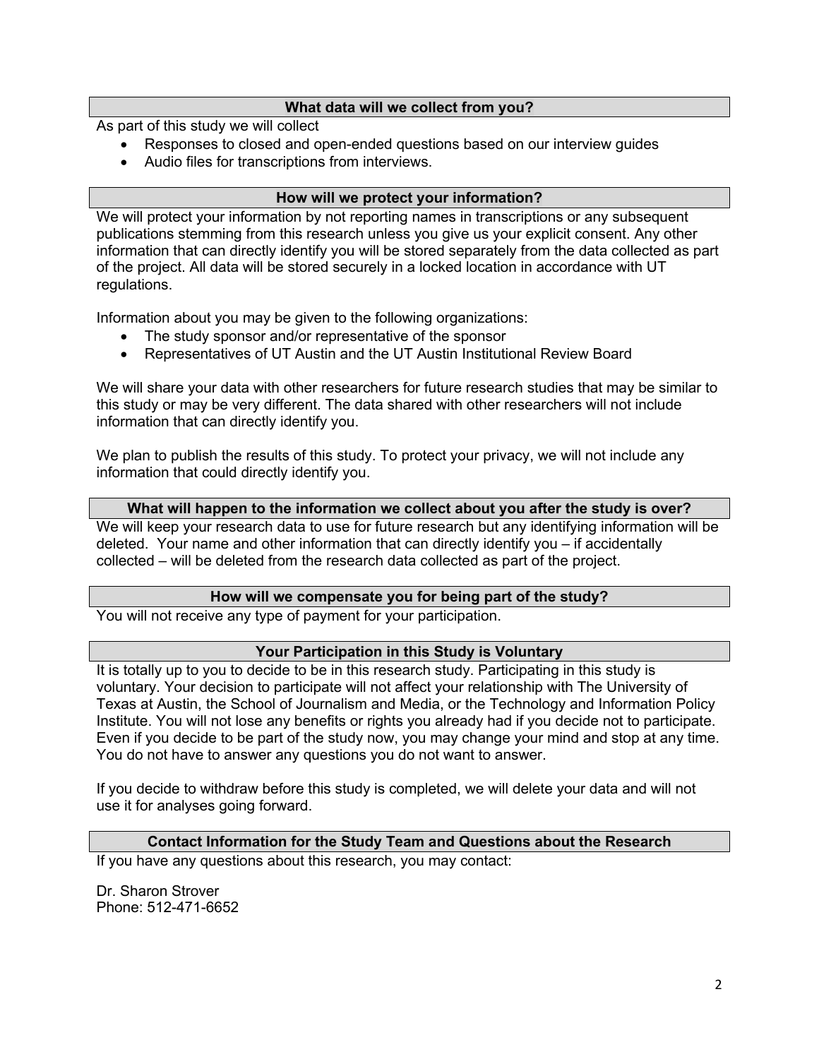## What data will we collect from you?

As part of this study we will collect

- Responses to closed and open-ended questions based on our interview guides
- Audio files for transcriptions from interviews.

## How will we protect your information?

We will protect your information by not reporting names in transcriptions or any subsequent publications stemming from this research unless you give us your explicit consent. Any other information that can directly identify you will be stored separately from the data collected as part of the project. All data will be stored securely in a locked location in accordance with UT regulations.

Information about you may be given to the following organizations:

- The study sponsor and/or representative of the sponsor
- Representatives of UT Austin and the UT Austin Institutional Review Board

We will share your data with other researchers for future research studies that may be similar to this study or may be very different. The data shared with other researchers will not include information that can directly identify you.

We plan to publish the results of this study. To protect your privacy, we will not include any information that could directly identify you.

## What will happen to the information we collect about you after the study is over?

We will keep your research data to use for future research but any identifying information will be deleted. Your name and other information that can directly identify you – if accidentally collected – will be deleted from the research data collected as part of the project.

## How will we compensate you for being part of the study?

You will not receive any type of payment for your participation.

## Your Participation in this Study is Voluntary

It is totally up to you to decide to be in this research study. Participating in this study is voluntary. Your decision to participate will not affect your relationship with The University of Texas at Austin, the School of Journalism and Media, or the Technology and Information Policy Institute. You will not lose any benefits or rights you already had if you decide not to participate. Even if you decide to be part of the study now, you may change your mind and stop at any time. You do not have to answer any questions you do not want to answer.

If you decide to withdraw before this study is completed, we will delete your data and will not use it for analyses going forward.

## Contact Information for the Study Team and Questions about the Research

If you have any questions about this research, you may contact:

Dr. Sharon Strover
Phone: 512-471-6652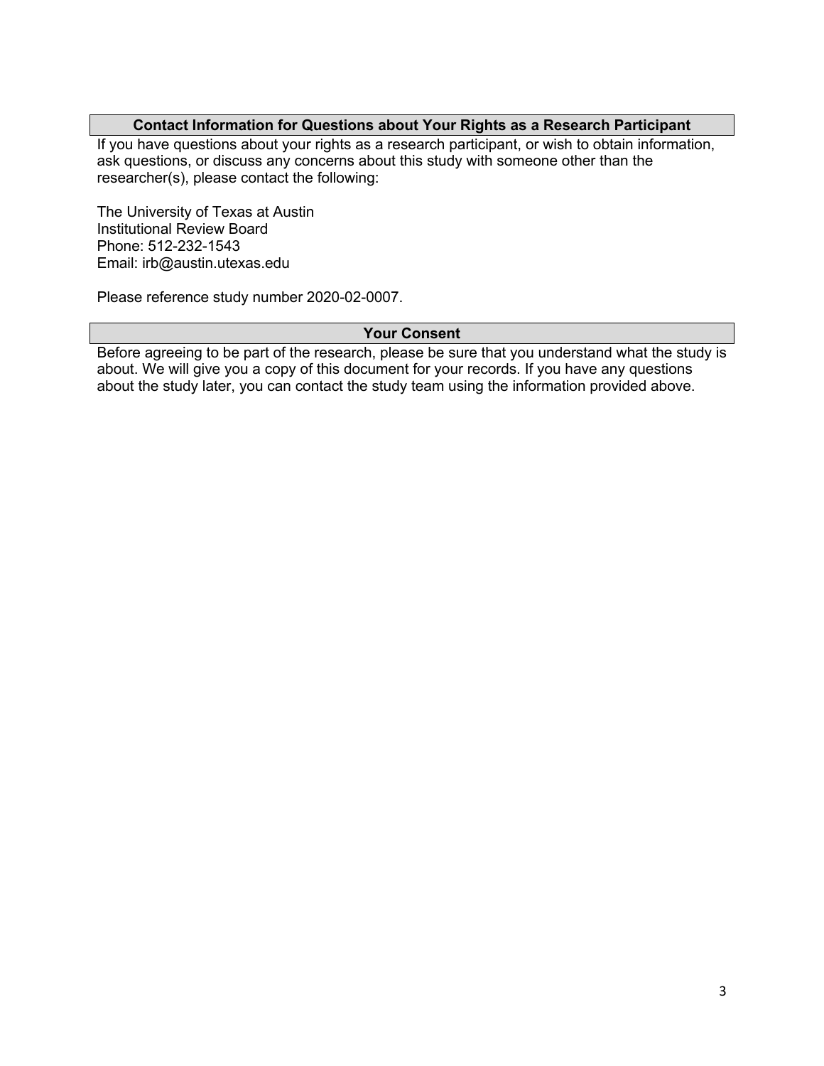## Contact Information for Questions about Your Rights as a Research Participant

If you have questions about your rights as a research participant, or wish to obtain information, ask questions, or discuss any concerns about this study with someone other than the researcher(s), please contact the following:

The University of Texas at Austin
Institutional Review Board
Phone: 512-232-1543
Email: irb@austin.utexas.edu

Please reference study number 2020-02-0007.

## Your Consent

Before agreeing to be part of the research, please be sure that you understand what the study is about. We will give you a copy of this document for your records. If you have any questions about the study later, you can contact the study team using the information provided above.